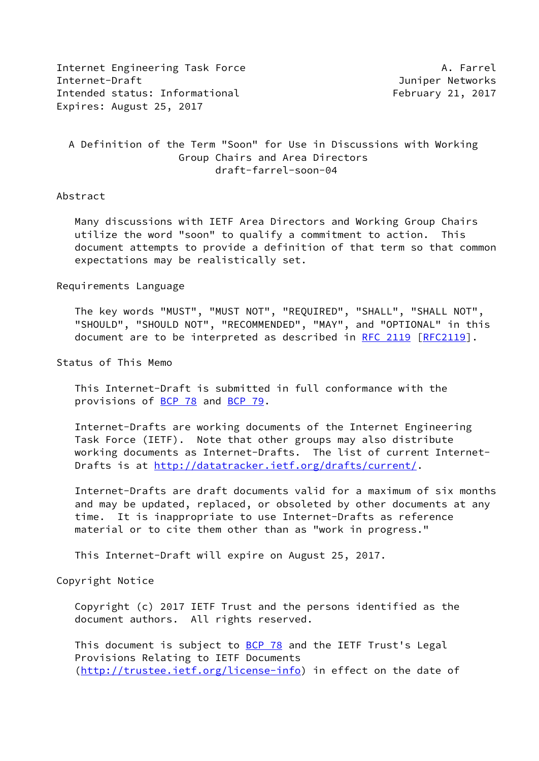Internet Engineering Task Force A. Farrel
Internet-Draft Juniper Networks
Intended status: Informational February 21, 2017
Expires: August 25, 2017

# A Definition of the Term "Soon" for Use in Discussions with Working Group Chairs and Area Directors

draft-farrel-soon-04

## Abstract

Many discussions with IETF Area Directors and Working Group Chairs utilize the word "soon" to qualify a commitment to action. This document attempts to provide a definition of that term so that common expectations may be realistically set.

## Requirements Language

The key words "MUST", "MUST NOT", "REQUIRED", "SHALL", "SHALL NOT", "SHOULD", "SHOULD NOT", "RECOMMENDED", "MAY", and "OPTIONAL" in this document are to be interpreted as described in RFC 2119 [RFC2119].

## Status of This Memo

This Internet-Draft is submitted in full conformance with the provisions of BCP 78 and BCP 79.

Internet-Drafts are working documents of the Internet Engineering Task Force (IETF). Note that other groups may also distribute working documents as Internet-Drafts. The list of current Internet-Drafts is at http://datatracker.ietf.org/drafts/current/.

Internet-Drafts are draft documents valid for a maximum of six months and may be updated, replaced, or obsoleted by other documents at any time. It is inappropriate to use Internet-Drafts as reference material or to cite them other than as "work in progress."

This Internet-Draft will expire on August 25, 2017.

## Copyright Notice

Copyright (c) 2017 IETF Trust and the persons identified as the document authors. All rights reserved.

This document is subject to BCP 78 and the IETF Trust's Legal Provisions Relating to IETF Documents (http://trustee.ietf.org/license-info) in effect on the date of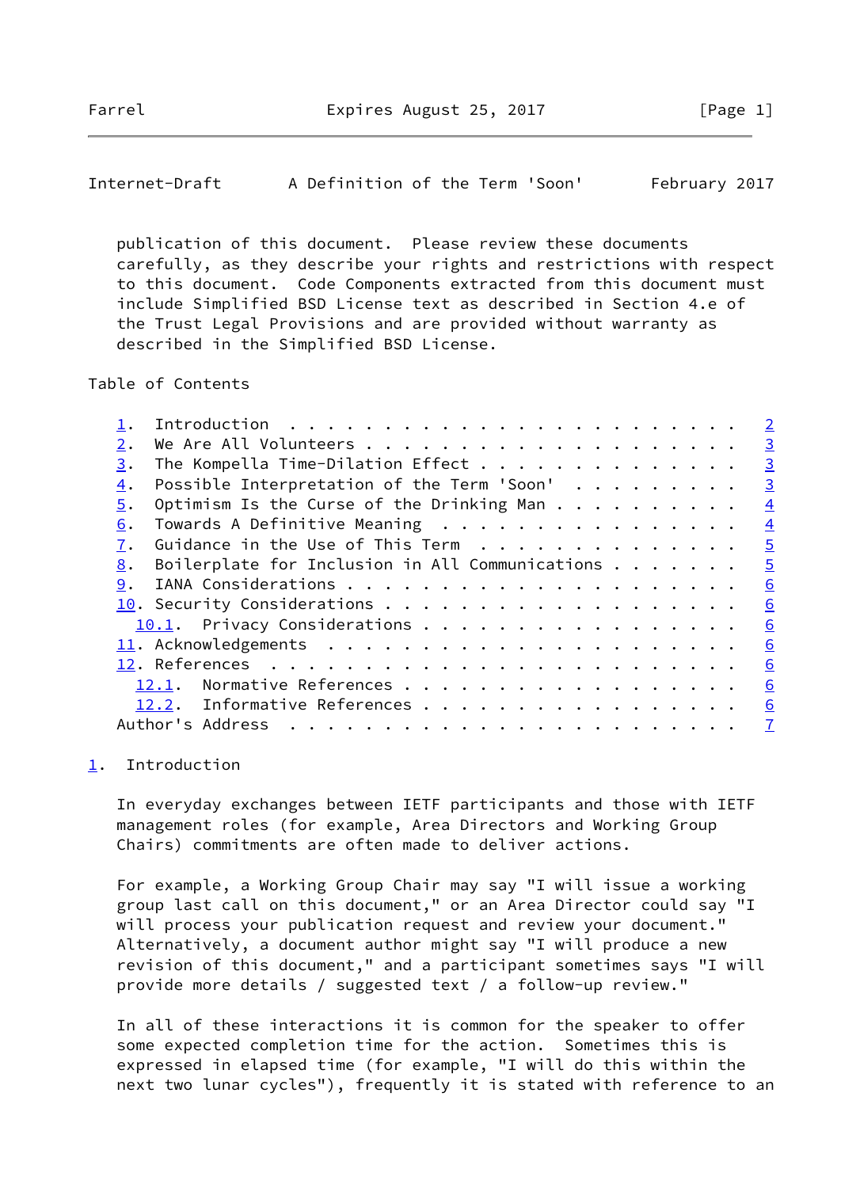publication of this document. Please review these documents carefully, as they describe your rights and restrictions with respect to this document. Code Components extracted from this document must include Simplified BSD License text as described in Section 4.e of the Trust Legal Provisions and are provided without warranty as described in the Simplified BSD License.

## Table of Contents

```
   1.  Introduction  . . . . . . . . . . . . . . . . . . . . . . . .   2
   2.  We Are All Volunteers . . . . . . . . . . . . . . . . . . . .   3
   3.  The Kompella Time-Dilation Effect . . . . . . . . . . . . . .   3
   4.  Possible Interpretation of the Term 'Soon'  . . . . . . . . .   3
   5.  Optimism Is the Curse of the Drinking Man . . . . . . . . . .   4
   6.  Towards A Definitive Meaning  . . . . . . . . . . . . . . . .   4
   7.  Guidance in the Use of This Term  . . . . . . . . . . . . . .   5
   8.  Boilerplate for Inclusion in All Communications . . . . . . .   5
   9.  IANA Considerations . . . . . . . . . . . . . . . . . . . . .   6
   10. Security Considerations . . . . . . . . . . . . . . . . . . .   6
     10.1.  Privacy Considerations . . . . . . . . . . . . . . . . .   6
   11. Acknowledgements  . . . . . . . . . . . . . . . . . . . . . .   6
   12. References  . . . . . . . . . . . . . . . . . . . . . . . . .   6
     12.1.  Normative References . . . . . . . . . . . . . . . . . .   6
     12.2.  Informative References . . . . . . . . . . . . . . . . .   6
   Author's Address  . . . . . . . . . . . . . . . . . . . . . . . .   7
```

## 1. Introduction

In everyday exchanges between IETF participants and those with IETF management roles (for example, Area Directors and Working Group Chairs) commitments are often made to deliver actions.

For example, a Working Group Chair may say "I will issue a working group last call on this document," or an Area Director could say "I will process your publication request and review your document." Alternatively, a document author might say "I will produce a new revision of this document," and a participant sometimes says "I will provide more details / suggested text / a follow-up review."

In all of these interactions it is common for the speaker to offer some expected completion time for the action. Sometimes this is expressed in elapsed time (for example, "I will do this within the next two lunar cycles"), frequently it is stated with reference to an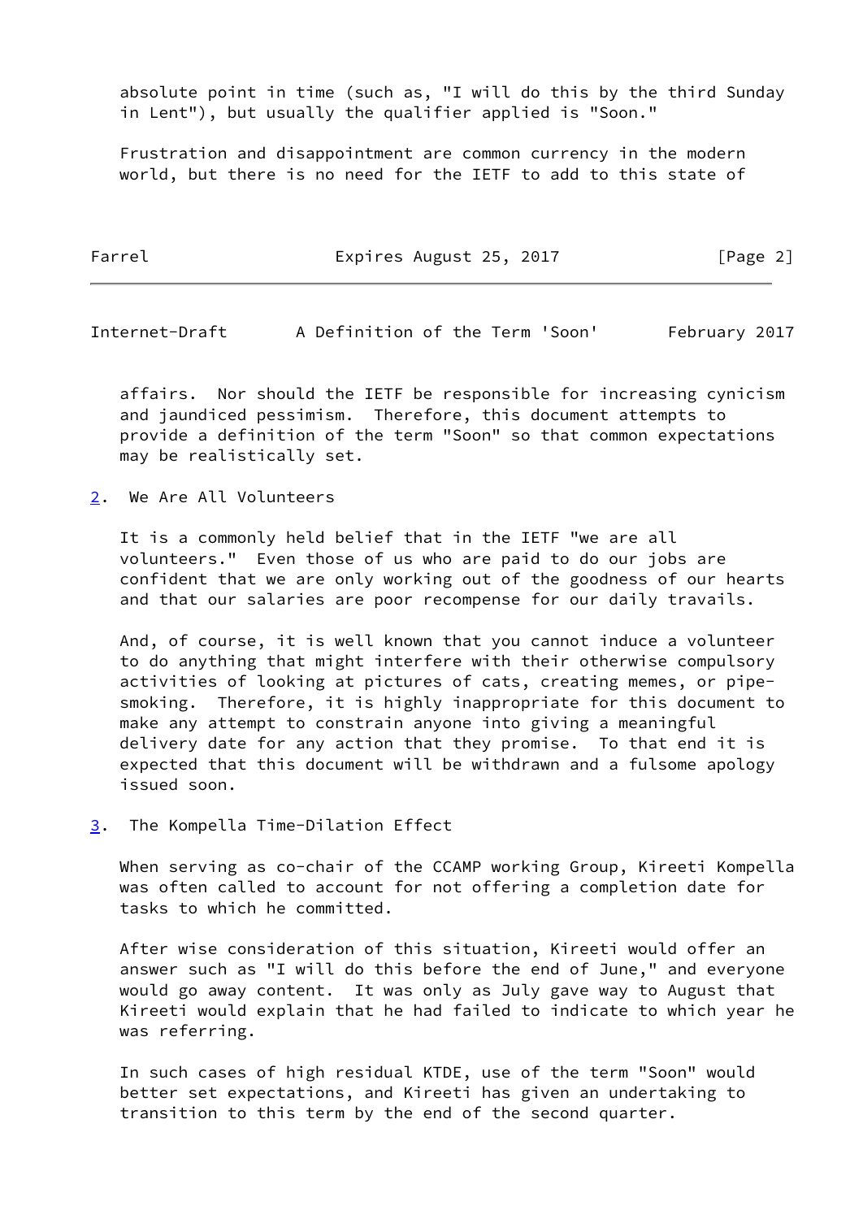absolute point in time (such as, "I will do this by the third Sunday in Lent"), but usually the qualifier applied is "Soon."

Frustration and disappointment are common currency in the modern world, but there is no need for the IETF to add to this state of affairs. Nor should the IETF be responsible for increasing cynicism and jaundiced pessimism. Therefore, this document attempts to provide a definition of the term "Soon" so that common expectations may be realistically set.

## 2. We Are All Volunteers

It is a commonly held belief that in the IETF "we are all volunteers." Even those of us who are paid to do our jobs are confident that we are only working out of the goodness of our hearts and that our salaries are poor recompense for our daily travails.

And, of course, it is well known that you cannot induce a volunteer to do anything that might interfere with their otherwise compulsory activities of looking at pictures of cats, creating memes, or pipe-smoking. Therefore, it is highly inappropriate for this document to make any attempt to constrain anyone into giving a meaningful delivery date for any action that they promise. To that end it is expected that this document will be withdrawn and a fulsome apology issued soon.

## 3. The Kompella Time-Dilation Effect

When serving as co-chair of the CCAMP working Group, Kireeti Kompella was often called to account for not offering a completion date for tasks to which he committed.

After wise consideration of this situation, Kireeti would offer an answer such as "I will do this before the end of June," and everyone would go away content. It was only as July gave way to August that Kireeti would explain that he had failed to indicate to which year he was referring.

In such cases of high residual KTDE, use of the term "Soon" would better set expectations, and Kireeti has given an undertaking to transition to this term by the end of the second quarter.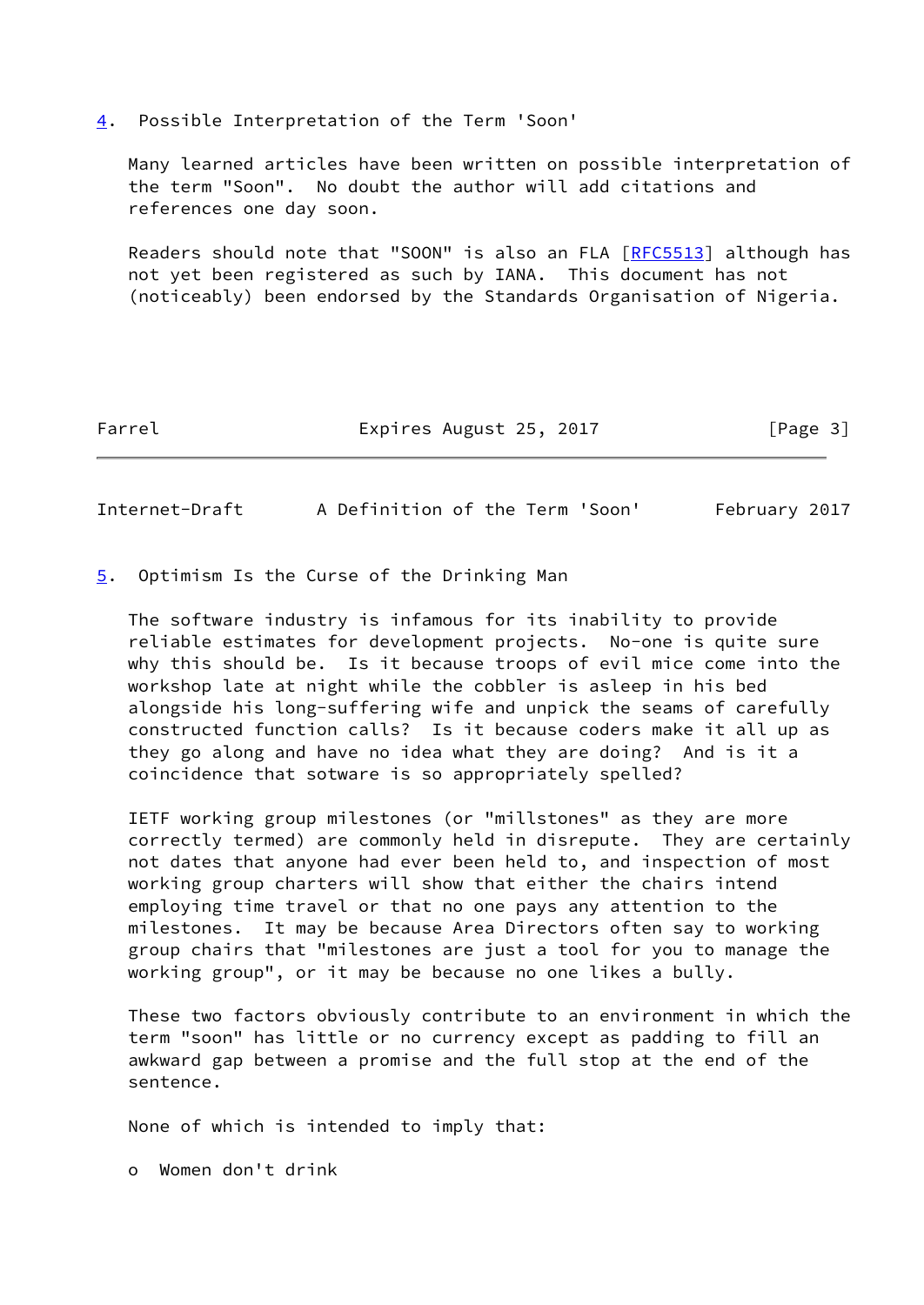## 4. Possible Interpretation of the Term 'Soon'

Many learned articles have been written on possible interpretation of the term "Soon". No doubt the author will add citations and references one day soon.

Readers should note that "SOON" is also an FLA [RFC5513] although has not yet been registered as such by IANA. This document has not (noticeably) been endorsed by the Standards Organisation of Nigeria.

## 5. Optimism Is the Curse of the Drinking Man

The software industry is infamous for its inability to provide reliable estimates for development projects. No-one is quite sure why this should be. Is it because troops of evil mice come into the workshop late at night while the cobbler is asleep in his bed alongside his long-suffering wife and unpick the seams of carefully constructed function calls? Is it because coders make it all up as they go along and have no idea what they are doing? And is it a coincidence that sotware is so appropriately spelled?

IETF working group milestones (or "millstones" as they are more correctly termed) are commonly held in disrepute. They are certainly not dates that anyone had ever been held to, and inspection of most working group charters will show that either the chairs intend employing time travel or that no one pays any attention to the milestones. It may be because Area Directors often say to working group chairs that "milestones are just a tool for you to manage the working group", or it may be because no one likes a bully.

These two factors obviously contribute to an environment in which the term "soon" has little or no currency except as padding to fill an awkward gap between a promise and the full stop at the end of the sentence.

None of which is intended to imply that:

- Women don't drink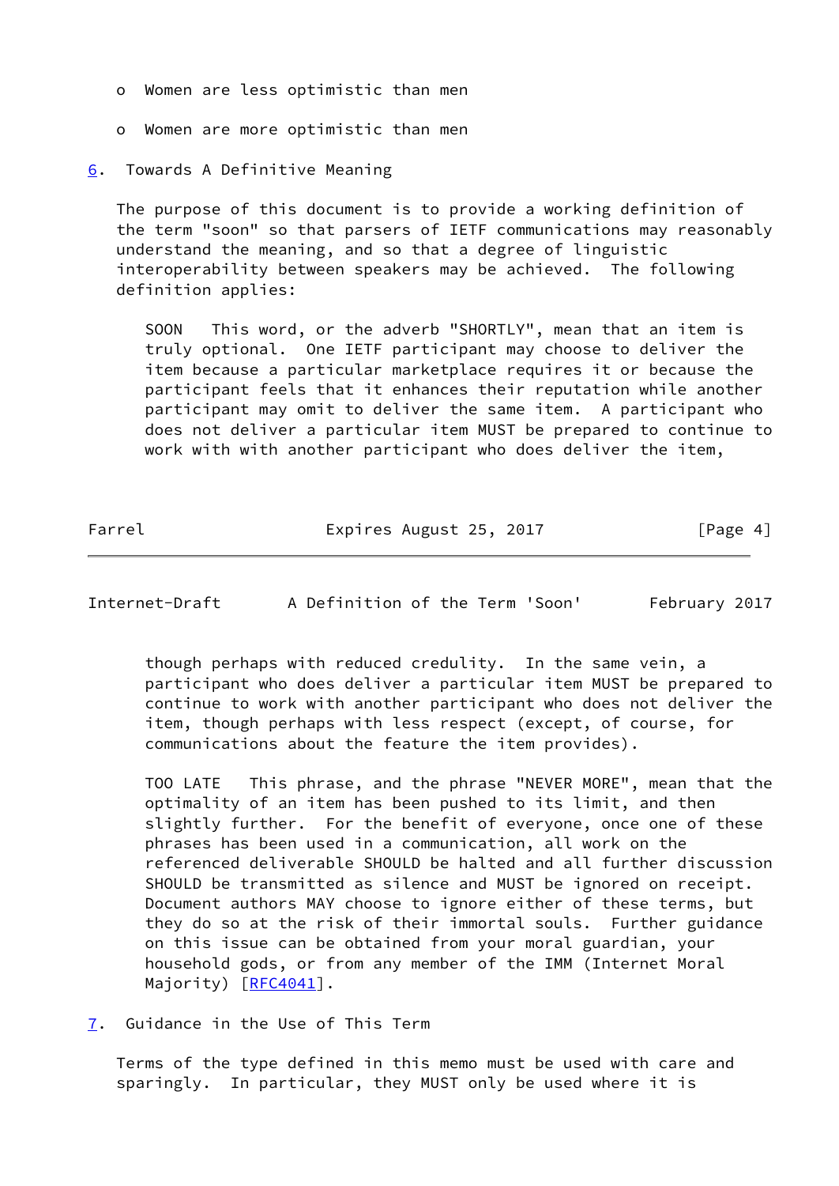- Women are less optimistic than men

- Women are more optimistic than men

## 6. Towards A Definitive Meaning

The purpose of this document is to provide a working definition of the term "soon" so that parsers of IETF communications may reasonably understand the meaning, and so that a degree of linguistic interoperability between speakers may be achieved. The following definition applies:

SOON   This word, or the adverb "SHORTLY", mean that an item is truly optional. One IETF participant may choose to deliver the item because a particular marketplace requires it or because the participant feels that it enhances their reputation while another participant may omit to deliver the same item. A participant who does not deliver a particular item MUST be prepared to continue to work with with another participant who does deliver the item, though perhaps with reduced credulity. In the same vein, a participant who does deliver a particular item MUST be prepared to continue to work with another participant who does not deliver the item, though perhaps with less respect (except, of course, for communications about the feature the item provides).

TOO LATE   This phrase, and the phrase "NEVER MORE", mean that the optimality of an item has been pushed to its limit, and then slightly further. For the benefit of everyone, once one of these phrases has been used in a communication, all work on the referenced deliverable SHOULD be halted and all further discussion SHOULD be transmitted as silence and MUST be ignored on receipt. Document authors MAY choose to ignore either of these terms, but they do so at the risk of their immortal souls. Further guidance on this issue can be obtained from your moral guardian, your household gods, or from any member of the IMM (Internet Moral Majority) [RFC4041].

## 7. Guidance in the Use of This Term

Terms of the type defined in this memo must be used with care and sparingly. In particular, they MUST only be used where it is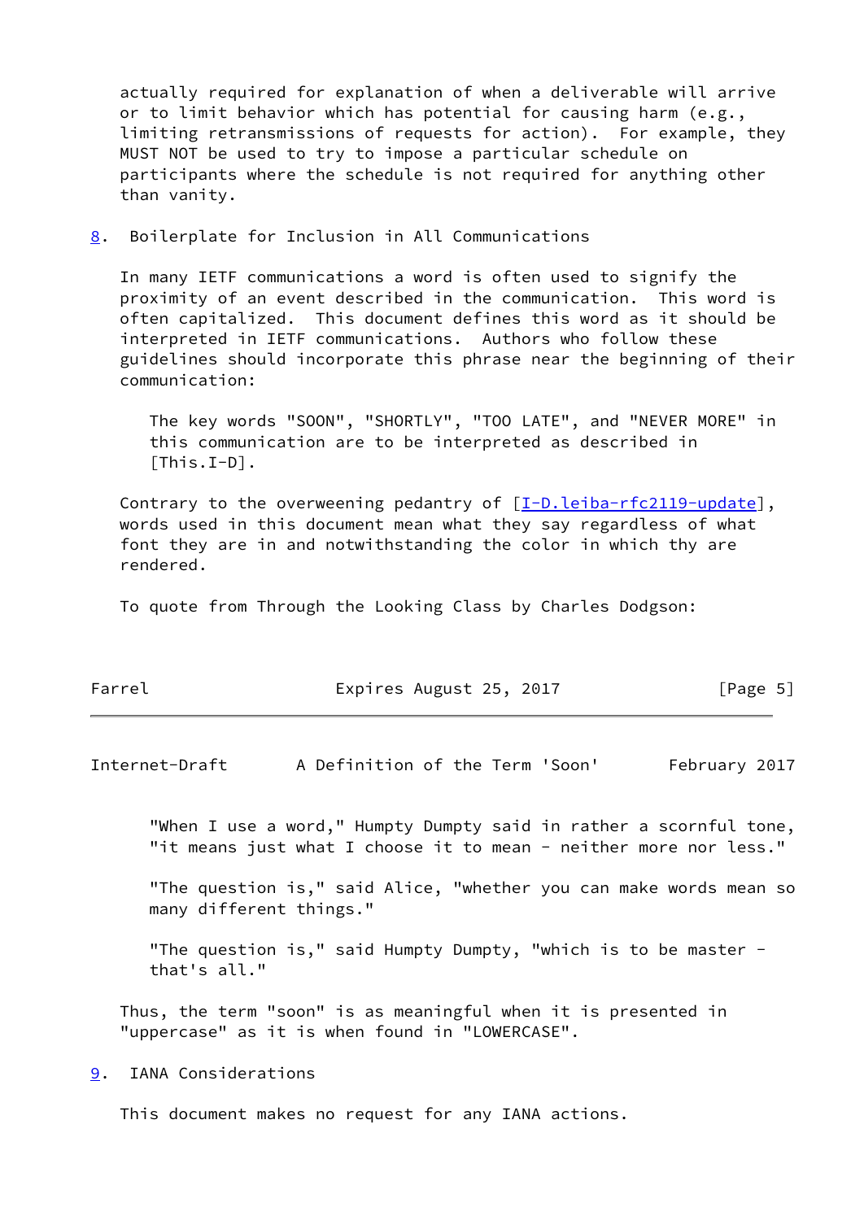actually required for explanation of when a deliverable will arrive or to limit behavior which has potential for causing harm (e.g., limiting retransmissions of requests for action). For example, they MUST NOT be used to try to impose a particular schedule on participants where the schedule is not required for anything other than vanity.

## 8. Boilerplate for Inclusion in All Communications

In many IETF communications a word is often used to signify the proximity of an event described in the communication. This word is often capitalized. This document defines this word as it should be interpreted in IETF communications. Authors who follow these guidelines should incorporate this phrase near the beginning of their communication:

> The key words "SOON", "SHORTLY", "TOO LATE", and "NEVER MORE" in this communication are to be interpreted as described in [This.I-D].

Contrary to the overweening pedantry of [I-D.leiba-rfc2119-update], words used in this document mean what they say regardless of what font they are in and notwithstanding the color in which thy are rendered.

To quote from Through the Looking Class by Charles Dodgson:

> "When I use a word," Humpty Dumpty said in rather a scornful tone, "it means just what I choose it to mean - neither more nor less."
>
> "The question is," said Alice, "whether you can make words mean so many different things."
>
> "The question is," said Humpty Dumpty, "which is to be master - that's all."

Thus, the term "soon" is as meaningful when it is presented in "uppercase" as it is when found in "LOWERCASE".

## 9. IANA Considerations

This document makes no request for any IANA actions.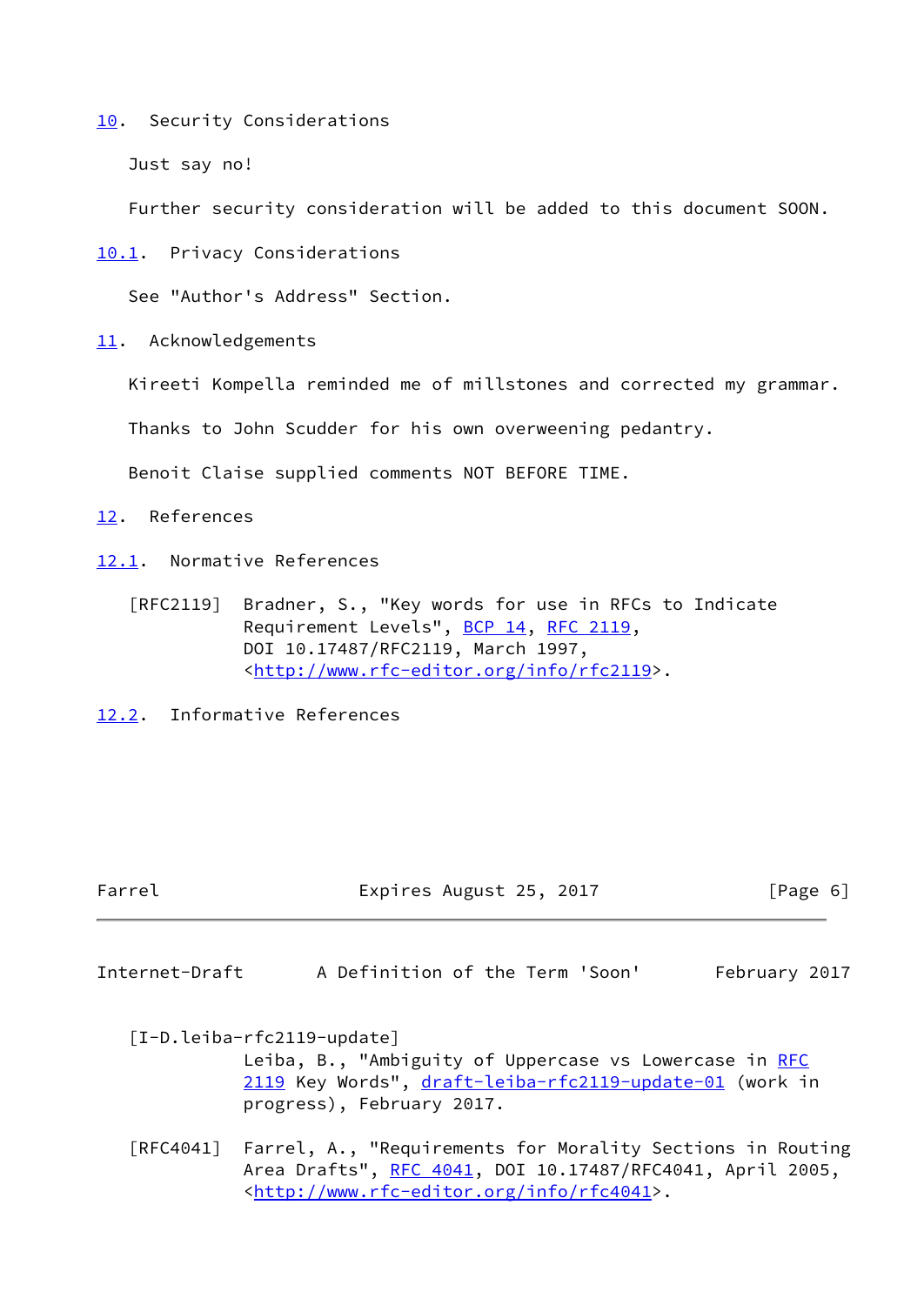## 10. Security Considerations

Just say no!

Further security consideration will be added to this document SOON.

### 10.1. Privacy Considerations

See "Author's Address" Section.

## 11. Acknowledgements

Kireeti Kompella reminded me of millstones and corrected my grammar.

Thanks to John Scudder for his own overweening pedantry.

Benoit Claise supplied comments NOT BEFORE TIME.

## 12. References

### 12.1. Normative References

[RFC2119] Bradner, S., "Key words for use in RFCs to Indicate Requirement Levels", BCP 14, RFC 2119, DOI 10.17487/RFC2119, March 1997, <http://www.rfc-editor.org/info/rfc2119>.

### 12.2. Informative References

[I-D.leiba-rfc2119-update] Leiba, B., "Ambiguity of Uppercase vs Lowercase in RFC 2119 Key Words", draft-leiba-rfc2119-update-01 (work in progress), February 2017.

[RFC4041] Farrel, A., "Requirements for Morality Sections in Routing Area Drafts", RFC 4041, DOI 10.17487/RFC4041, April 2005, <http://www.rfc-editor.org/info/rfc4041>.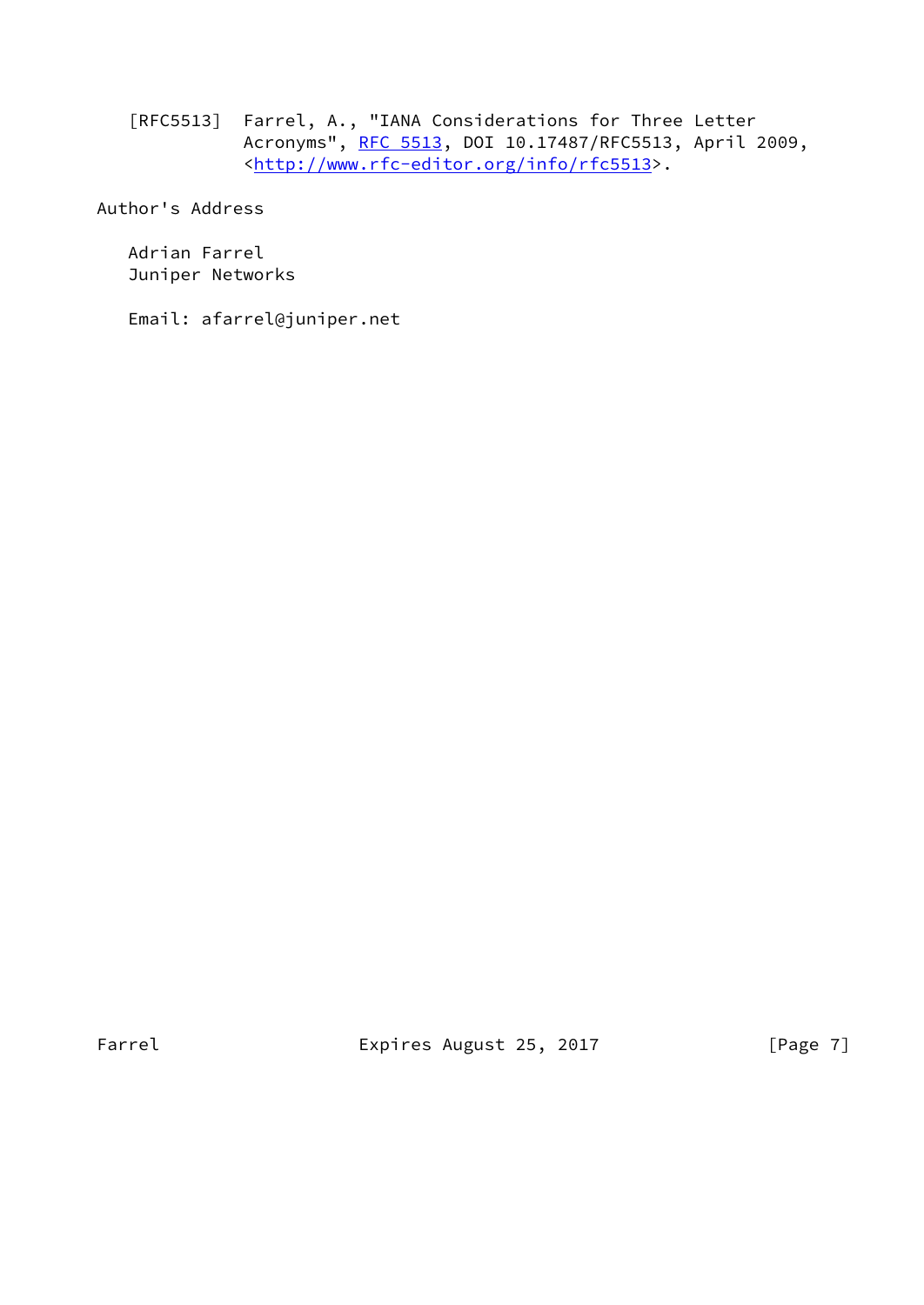[RFC5513] Farrel, A., "IANA Considerations for Three Letter Acronyms", RFC 5513, DOI 10.17487/RFC5513, April 2009, <http://www.rfc-editor.org/info/rfc5513>.

## Author's Address

Adrian Farrel
Juniper Networks

Email: afarrel@juniper.net